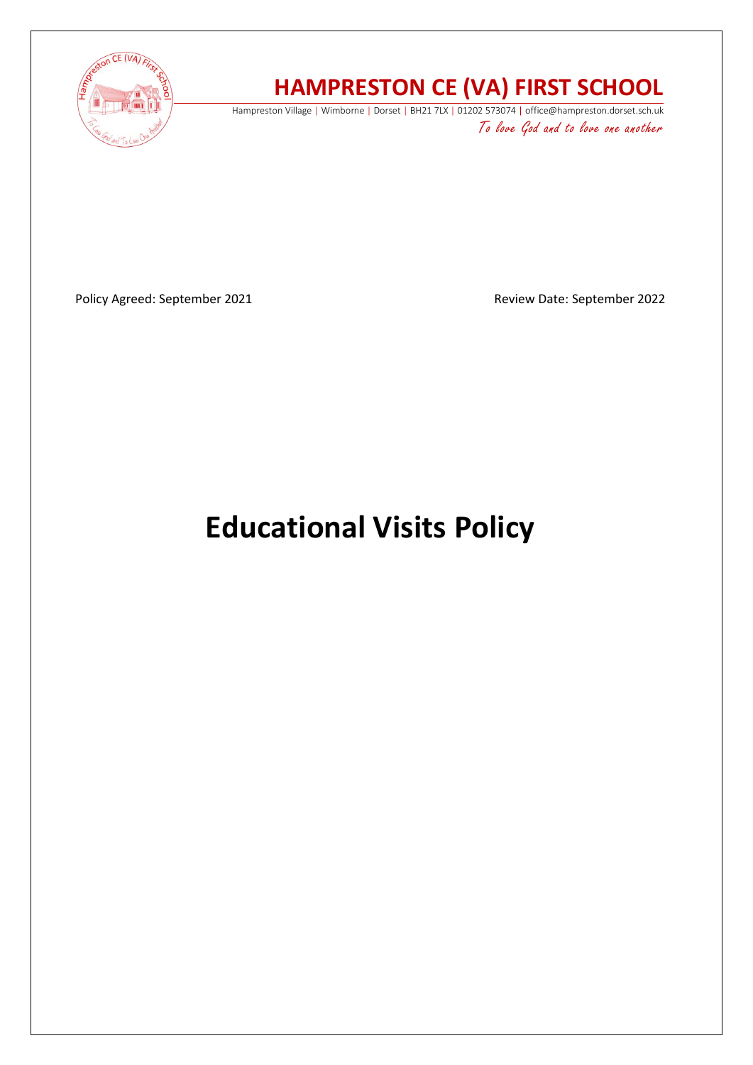# HAMPRESTON CE (VA) FIRST SCHOOL

Hampreston Village | Wimborne | Dorset | BH21 7LX | 01202 573074 | office@hampreston.dorset.sch.uk

*To love God and to love one another*

Policy Agreed: September 2021

Review Date: September 2022

# Educational Visits Policy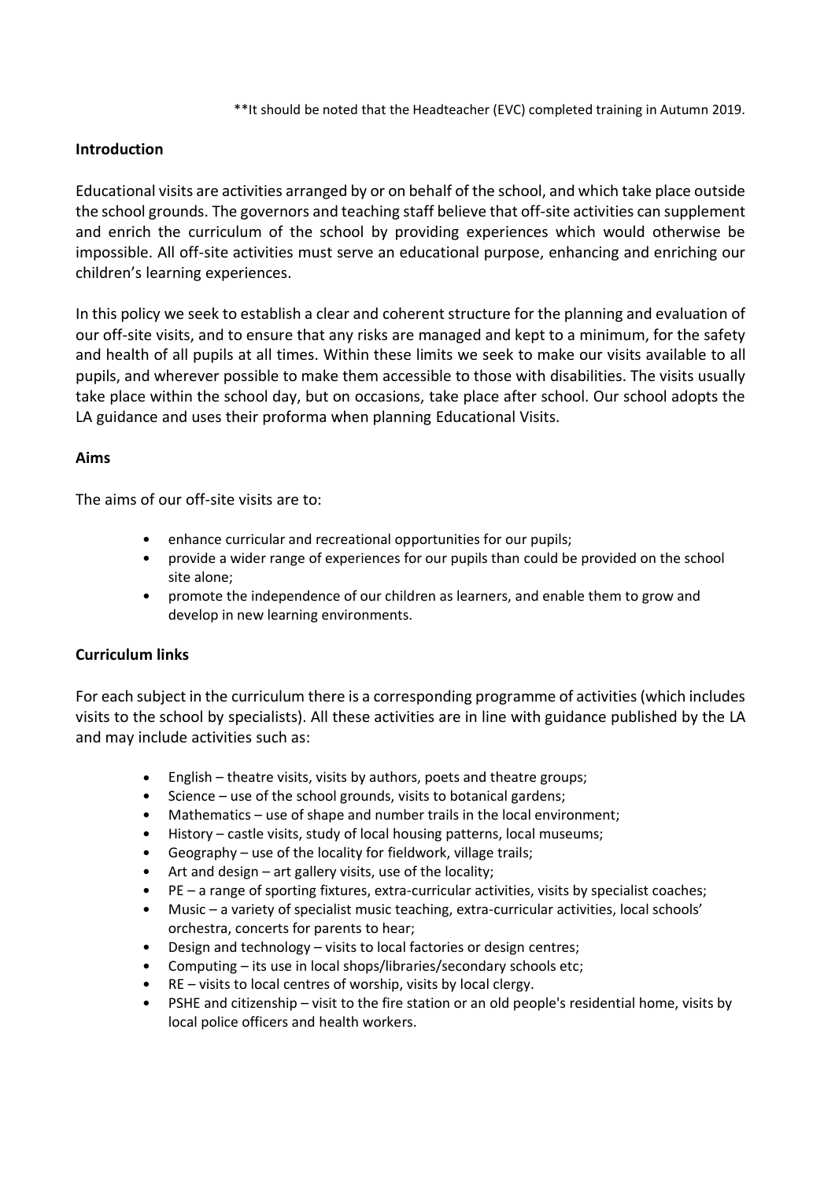**It should be noted that the Headteacher (EVC) completed training in Autumn 2019.

**Introduction**

Educational visits are activities arranged by or on behalf of the school, and which take place outside the school grounds. The governors and teaching staff believe that off-site activities can supplement and enrich the curriculum of the school by providing experiences which would otherwise be impossible. All off-site activities must serve an educational purpose, enhancing and enriching our children's learning experiences.

In this policy we seek to establish a clear and coherent structure for the planning and evaluation of our off-site visits, and to ensure that any risks are managed and kept to a minimum, for the safety and health of all pupils at all times. Within these limits we seek to make our visits available to all pupils, and wherever possible to make them accessible to those with disabilities. The visits usually take place within the school day, but on occasions, take place after school. Our school adopts the LA guidance and uses their proforma when planning Educational Visits.

**Aims**

The aims of our off-site visits are to:

- enhance curricular and recreational opportunities for our pupils;
- provide a wider range of experiences for our pupils than could be provided on the school site alone;
- promote the independence of our children as learners, and enable them to grow and develop in new learning environments.

**Curriculum links**

For each subject in the curriculum there is a corresponding programme of activities (which includes visits to the school by specialists). All these activities are in line with guidance published by the LA and may include activities such as:

- English – theatre visits, visits by authors, poets and theatre groups;
- Science – use of the school grounds, visits to botanical gardens;
- Mathematics – use of shape and number trails in the local environment;
- History – castle visits, study of local housing patterns, local museums;
- Geography – use of the locality for fieldwork, village trails;
- Art and design – art gallery visits, use of the locality;
- PE – a range of sporting fixtures, extra-curricular activities, visits by specialist coaches;
- Music – a variety of specialist music teaching, extra-curricular activities, local schools' orchestra, concerts for parents to hear;
- Design and technology – visits to local factories or design centres;
- Computing – its use in local shops/libraries/secondary schools etc;
- RE – visits to local centres of worship, visits by local clergy.
- PSHE and citizenship – visit to the fire station or an old people's residential home, visits by local police officers and health workers.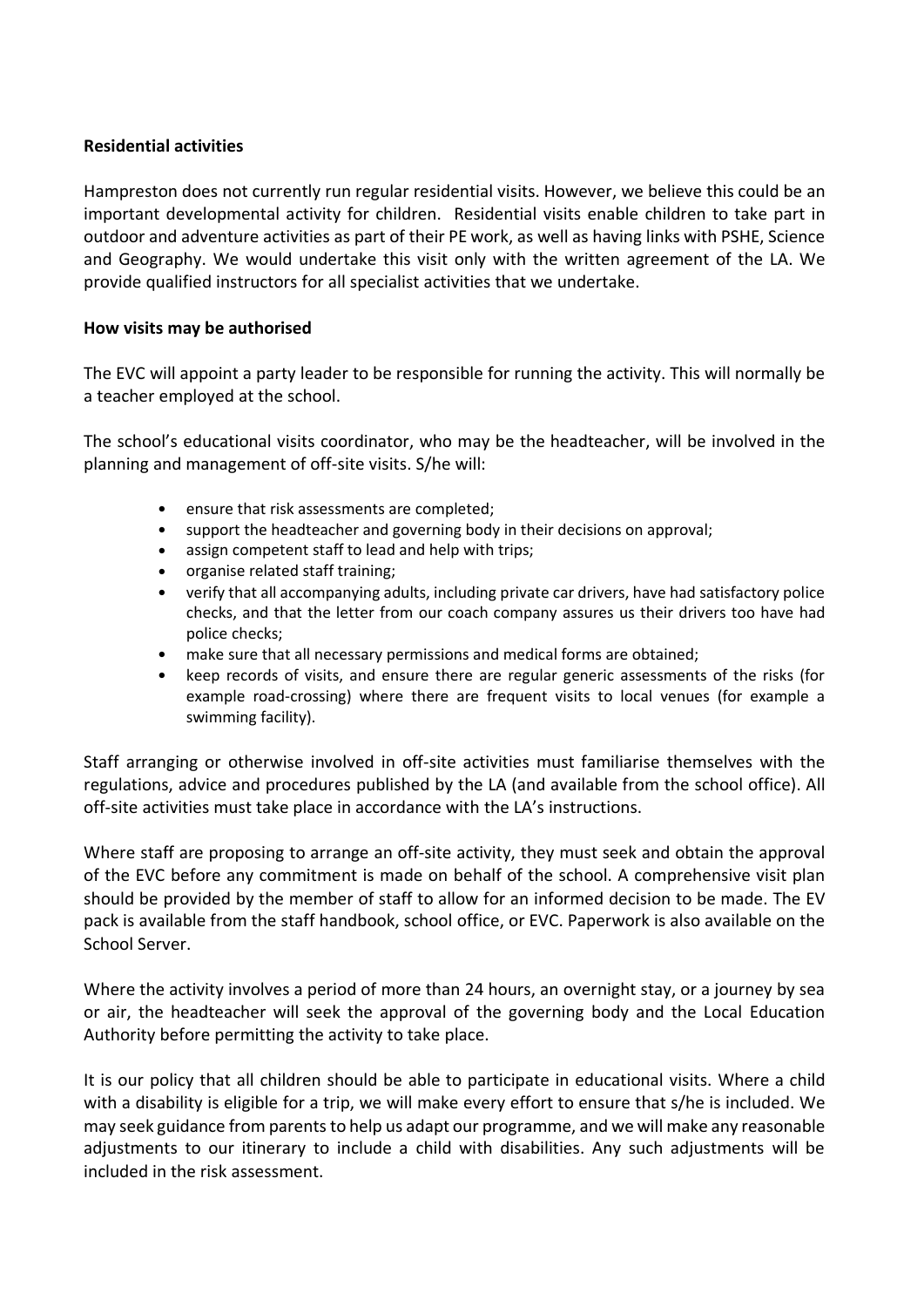**Residential activities**

Hampreston does not currently run regular residential visits. However, we believe this could be an important developmental activity for children. Residential visits enable children to take part in outdoor and adventure activities as part of their PE work, as well as having links with PSHE, Science and Geography. We would undertake this visit only with the written agreement of the LA. We provide qualified instructors for all specialist activities that we undertake.

**How visits may be authorised**

The EVC will appoint a party leader to be responsible for running the activity. This will normally be a teacher employed at the school.

The school's educational visits coordinator, who may be the headteacher, will be involved in the planning and management of off-site visits. S/he will:

- ensure that risk assessments are completed;
- support the headteacher and governing body in their decisions on approval;
- assign competent staff to lead and help with trips;
- organise related staff training;
- verify that all accompanying adults, including private car drivers, have had satisfactory police checks, and that the letter from our coach company assures us their drivers too have had police checks;
- make sure that all necessary permissions and medical forms are obtained;
- keep records of visits, and ensure there are regular generic assessments of the risks (for example road-crossing) where there are frequent visits to local venues (for example a swimming facility).

Staff arranging or otherwise involved in off-site activities must familiarise themselves with the regulations, advice and procedures published by the LA (and available from the school office). All off-site activities must take place in accordance with the LA's instructions.

Where staff are proposing to arrange an off-site activity, they must seek and obtain the approval of the EVC before any commitment is made on behalf of the school. A comprehensive visit plan should be provided by the member of staff to allow for an informed decision to be made. The EV pack is available from the staff handbook, school office, or EVC. Paperwork is also available on the School Server.

Where the activity involves a period of more than 24 hours, an overnight stay, or a journey by sea or air, the headteacher will seek the approval of the governing body and the Local Education Authority before permitting the activity to take place.

It is our policy that all children should be able to participate in educational visits. Where a child with a disability is eligible for a trip, we will make every effort to ensure that s/he is included. We may seek guidance from parents to help us adapt our programme, and we will make any reasonable adjustments to our itinerary to include a child with disabilities. Any such adjustments will be included in the risk assessment.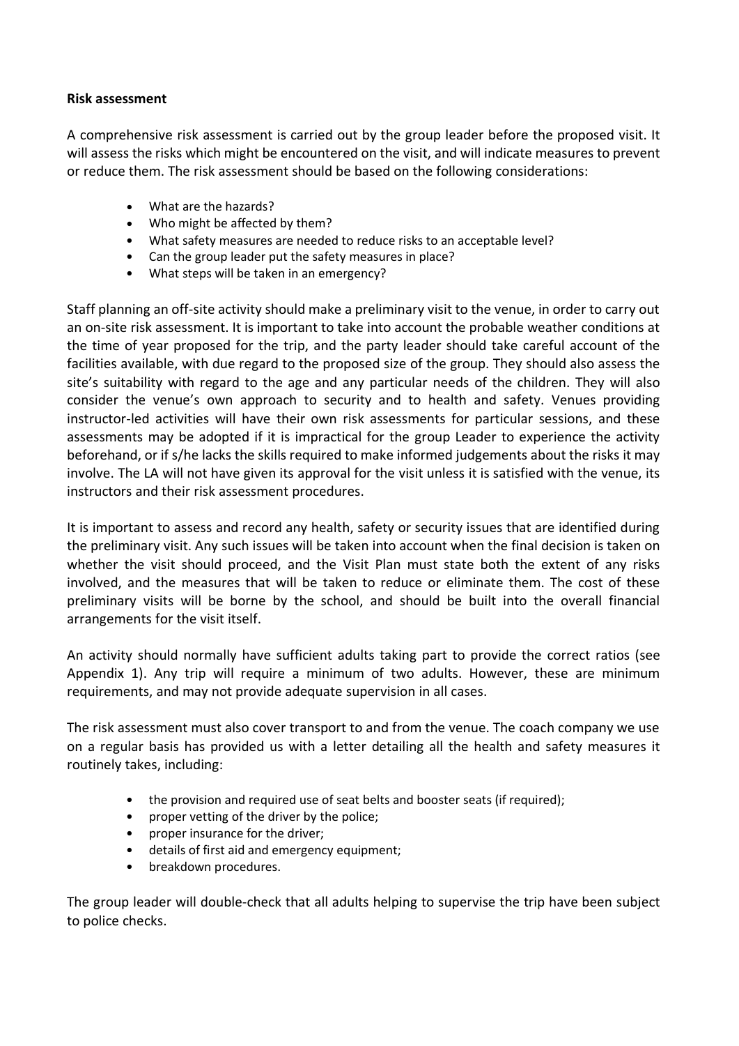**Risk assessment**

A comprehensive risk assessment is carried out by the group leader before the proposed visit. It will assess the risks which might be encountered on the visit, and will indicate measures to prevent or reduce them. The risk assessment should be based on the following considerations:

- What are the hazards?
- Who might be affected by them?
- What safety measures are needed to reduce risks to an acceptable level?
- Can the group leader put the safety measures in place?
- What steps will be taken in an emergency?

Staff planning an off-site activity should make a preliminary visit to the venue, in order to carry out an on-site risk assessment. It is important to take into account the probable weather conditions at the time of year proposed for the trip, and the party leader should take careful account of the facilities available, with due regard to the proposed size of the group. They should also assess the site's suitability with regard to the age and any particular needs of the children. They will also consider the venue's own approach to security and to health and safety. Venues providing instructor-led activities will have their own risk assessments for particular sessions, and these assessments may be adopted if it is impractical for the group Leader to experience the activity beforehand, or if s/he lacks the skills required to make informed judgements about the risks it may involve. The LA will not have given its approval for the visit unless it is satisfied with the venue, its instructors and their risk assessment procedures.

It is important to assess and record any health, safety or security issues that are identified during the preliminary visit. Any such issues will be taken into account when the final decision is taken on whether the visit should proceed, and the Visit Plan must state both the extent of any risks involved, and the measures that will be taken to reduce or eliminate them. The cost of these preliminary visits will be borne by the school, and should be built into the overall financial arrangements for the visit itself.

An activity should normally have sufficient adults taking part to provide the correct ratios (see Appendix 1). Any trip will require a minimum of two adults. However, these are minimum requirements, and may not provide adequate supervision in all cases.

The risk assessment must also cover transport to and from the venue. The coach company we use on a regular basis has provided us with a letter detailing all the health and safety measures it routinely takes, including:

- the provision and required use of seat belts and booster seats (if required);
- proper vetting of the driver by the police;
- proper insurance for the driver;
- details of first aid and emergency equipment;
- breakdown procedures.

The group leader will double-check that all adults helping to supervise the trip have been subject to police checks.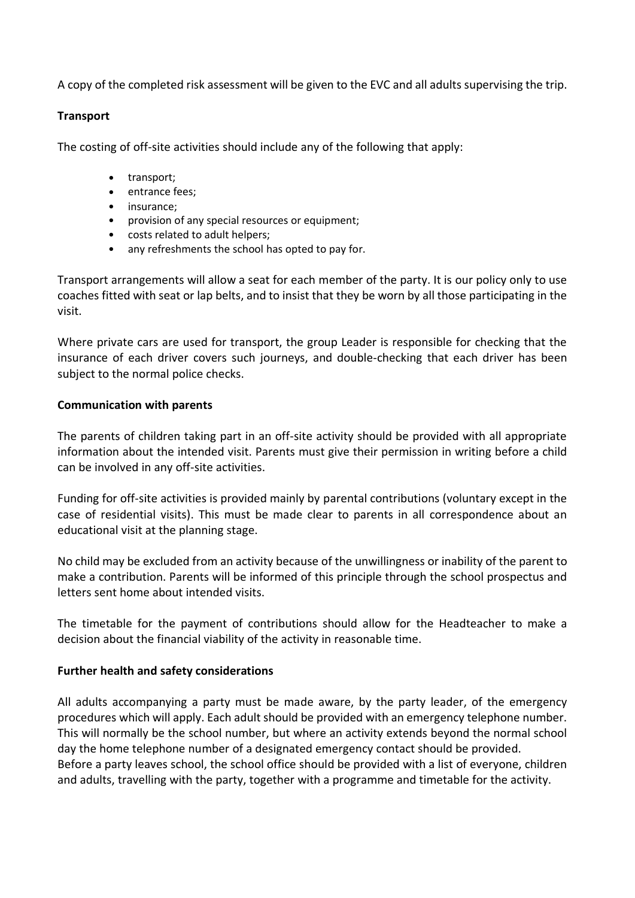A copy of the completed risk assessment will be given to the EVC and all adults supervising the trip.

**Transport**

The costing of off-site activities should include any of the following that apply:

- transport;
- entrance fees;
- insurance;
- provision of any special resources or equipment;
- costs related to adult helpers;
- any refreshments the school has opted to pay for.

Transport arrangements will allow a seat for each member of the party. It is our policy only to use coaches fitted with seat or lap belts, and to insist that they be worn by all those participating in the visit.

Where private cars are used for transport, the group Leader is responsible for checking that the insurance of each driver covers such journeys, and double-checking that each driver has been subject to the normal police checks.

**Communication with parents**

The parents of children taking part in an off-site activity should be provided with all appropriate information about the intended visit. Parents must give their permission in writing before a child can be involved in any off-site activities.

Funding for off-site activities is provided mainly by parental contributions (voluntary except in the case of residential visits). This must be made clear to parents in all correspondence about an educational visit at the planning stage.

No child may be excluded from an activity because of the unwillingness or inability of the parent to make a contribution. Parents will be informed of this principle through the school prospectus and letters sent home about intended visits.

The timetable for the payment of contributions should allow for the Headteacher to make a decision about the financial viability of the activity in reasonable time.

**Further health and safety considerations**

All adults accompanying a party must be made aware, by the party leader, of the emergency procedures which will apply. Each adult should be provided with an emergency telephone number. This will normally be the school number, but where an activity extends beyond the normal school day the home telephone number of a designated emergency contact should be provided.
Before a party leaves school, the school office should be provided with a list of everyone, children and adults, travelling with the party, together with a programme and timetable for the activity.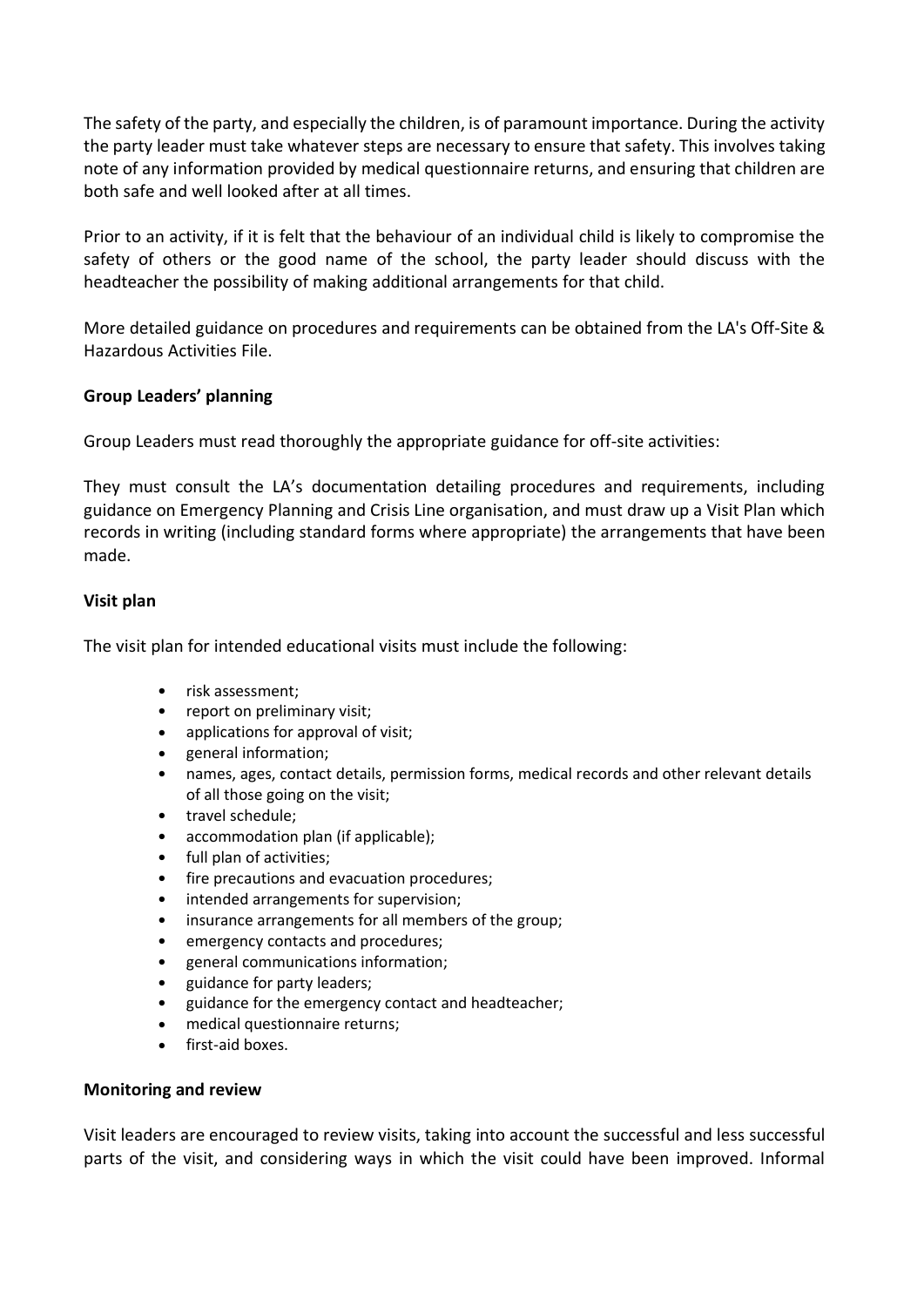The safety of the party, and especially the children, is of paramount importance. During the activity the party leader must take whatever steps are necessary to ensure that safety. This involves taking note of any information provided by medical questionnaire returns, and ensuring that children are both safe and well looked after at all times.

Prior to an activity, if it is felt that the behaviour of an individual child is likely to compromise the safety of others or the good name of the school, the party leader should discuss with the headteacher the possibility of making additional arrangements for that child.

More detailed guidance on procedures and requirements can be obtained from the LA's Off-Site & Hazardous Activities File.

**Group Leaders' planning**

Group Leaders must read thoroughly the appropriate guidance for off-site activities:

They must consult the LA's documentation detailing procedures and requirements, including guidance on Emergency Planning and Crisis Line organisation, and must draw up a Visit Plan which records in writing (including standard forms where appropriate) the arrangements that have been made.

**Visit plan**

The visit plan for intended educational visits must include the following:

- risk assessment;
- report on preliminary visit;
- applications for approval of visit;
- general information;
- names, ages, contact details, permission forms, medical records and other relevant details of all those going on the visit;
- travel schedule;
- accommodation plan (if applicable);
- full plan of activities;
- fire precautions and evacuation procedures;
- intended arrangements for supervision;
- insurance arrangements for all members of the group;
- emergency contacts and procedures;
- general communications information;
- guidance for party leaders;
- guidance for the emergency contact and headteacher;
- medical questionnaire returns;
- first-aid boxes.

**Monitoring and review**

Visit leaders are encouraged to review visits, taking into account the successful and less successful parts of the visit, and considering ways in which the visit could have been improved. Informal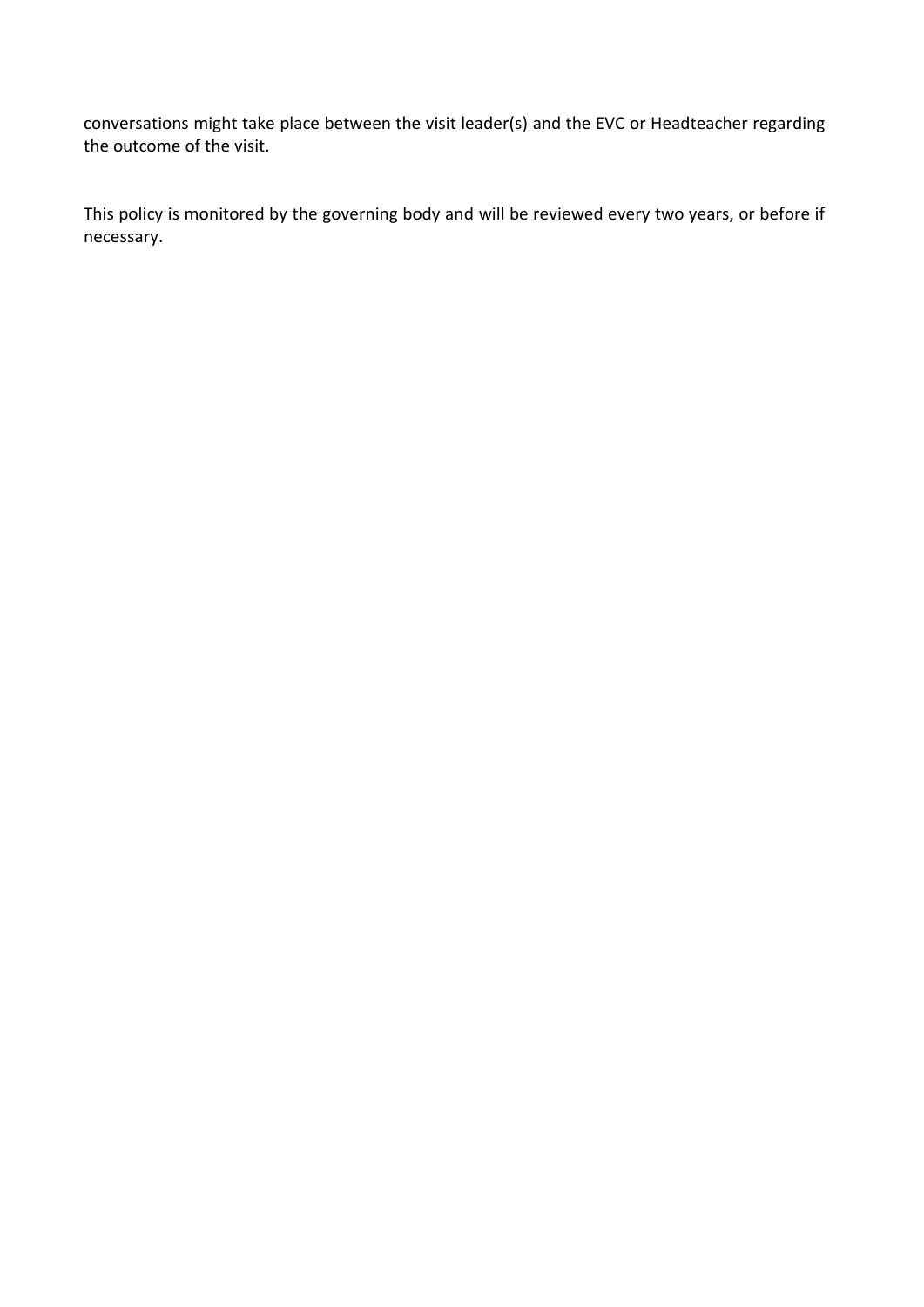conversations might take place between the visit leader(s) and the EVC or Headteacher regarding the outcome of the visit.

This policy is monitored by the governing body and will be reviewed every two years, or before if necessary.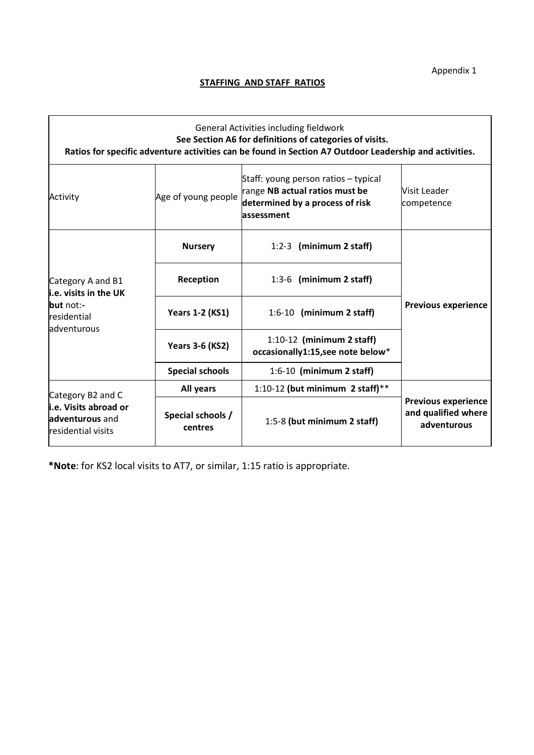Appendix 1

**STAFFING AND STAFF RATIOS**

| General Activities including fieldwork **See Section A6 for definitions of categories of visits. Ratios for specific adventure activities can be found in Section A7 Outdoor Leadership and activities.** | | | |
|---|---|---|---|
| Activity | Age of young people | Staff: young person ratios – typical range **NB actual ratios must be determined by a process of risk assessment** | Visit Leader competence |
| Category A and B1 **i.e. visits in the UK but** not:- residential adventurous | **Nursery** | 1:2-3 **(minimum 2 staff)** | **Previous experience** |
| | **Reception** | 1:3-6 **(minimum 2 staff)** | |
| | **Years 1-2 (KS1)** | 1:6-10 **(minimum 2 staff)** | |
| | **Years 3-6 (KS2)** | 1:10-12 **(minimum 2 staff) occasionally1:15,see note below***| |
| | **Special schools** | 1:6-10 **(minimum 2 staff)** | |
| Category B2 and C **i.e. Visits abroad or adventurous** and residential visits | **All years** | 1:10-12 **(but minimum 2 staff)**** | **Previous experience and qualified where adventurous** |
| | **Special schools / centres** | 1:5-8 **(but minimum 2 staff)** | |

***Note**: for KS2 local visits to AT7, or similar, 1:15 ratio is appropriate.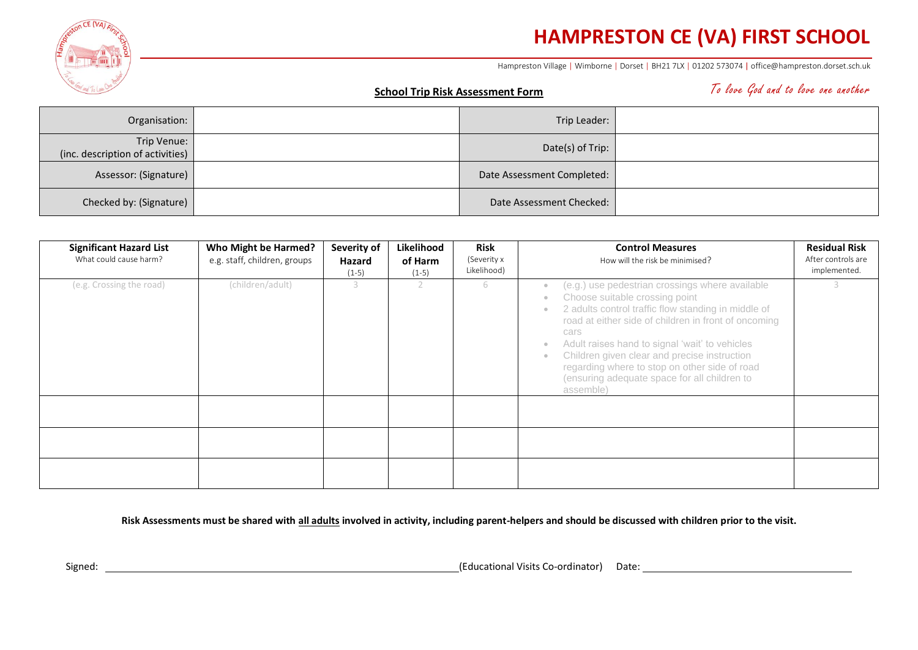# HAMPRESTON CE (VA) FIRST SCHOOL

Hampreston Village | Wimborne | Dorset | BH21 7LX | 01202 573074 | office@hampreston.dorset.sch.uk

**School Trip Risk Assessment Form**

*To love God and to love one another*

| | | | |
|---|---|---|---|
| Organisation: | | Trip Leader: | |
| Trip Venue: (inc. description of activities) | | Date(s) of Trip: | |
| Assessor: (Signature) | | Date Assessment Completed: | |
| Checked by: (Signature) | | Date Assessment Checked: | |

| **Significant Hazard List** What could cause harm? | **Who Might be Harmed?** e.g. staff, children, groups | **Severity of Hazard** (1-5) | **Likelihood of Harm** (1-5) | **Risk** (Severity x Likelihood) | **Control Measures** How will the risk be minimised? | **Residual Risk** After controls are implemented. |
|---|---|---|---|---|---|---|
| (e.g. Crossing the road) | (children/adult) | 3 | 2 | 6 | • (e.g.) use pedestrian crossings where available<br>• Choose suitable crossing point<br>• 2 adults control traffic flow standing in middle of road at either side of children in front of oncoming cars<br>• Adult raises hand to signal 'wait' to vehicles<br>• Children given clear and precise instruction regarding where to stop on other side of road (ensuring adequate space for all children to assemble) | 3 |
| | | | | | | |
| | | | | | | |
| | | | | | | |

**Risk Assessments must be shared with all adults involved in activity, including parent-helpers and should be discussed with children prior to the visit.**

Signed: ______________________________ (Educational Visits Co-ordinator) Date: ______________________